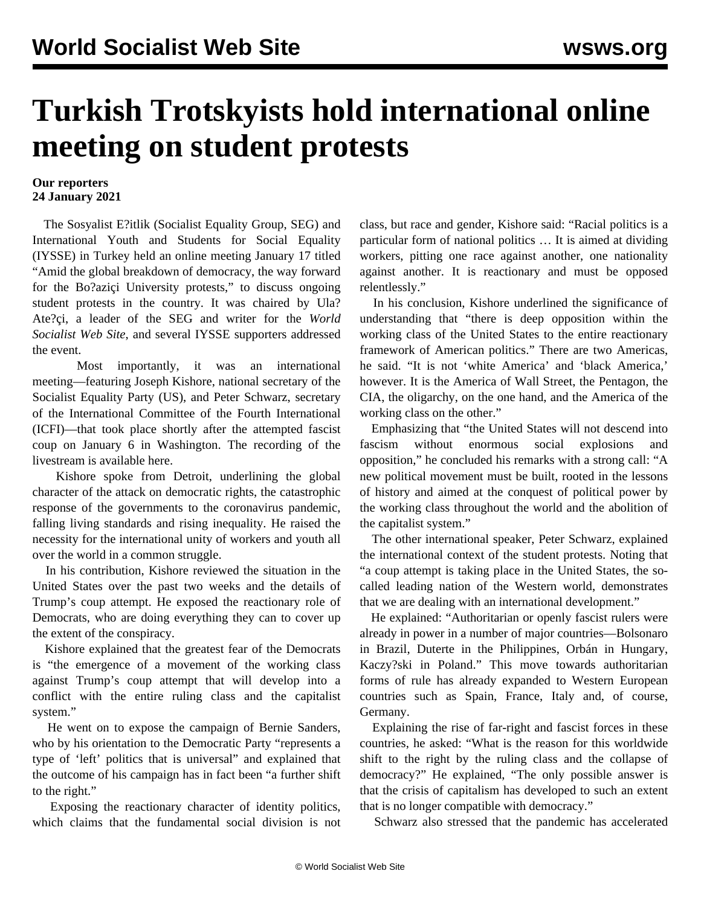# Turkish Trotskyists hold international online meeting on student protests

**Our reporters**
**24 January 2021**

The Sosyalist E?itlik (Socialist Equality Group, SEG) and International Youth and Students for Social Equality (IYSSE) in Turkey held an online meeting January 17 titled "Amid the global breakdown of democracy, the way forward for the Bo?aziçi University protests," to discuss ongoing student protests in the country. It was chaired by Ula? Ate?çi, a leader of the SEG and writer for the *World Socialist Web Site*, and several IYSSE supporters addressed the event.

Most importantly, it was an international meeting—featuring Joseph Kishore, national secretary of the Socialist Equality Party (US), and Peter Schwarz, secretary of the International Committee of the Fourth International (ICFI)—that took place shortly after the attempted fascist coup on January 6 in Washington. The recording of the livestream is available here.

Kishore spoke from Detroit, underlining the global character of the attack on democratic rights, the catastrophic response of the governments to the coronavirus pandemic, falling living standards and rising inequality. He raised the necessity for the international unity of workers and youth all over the world in a common struggle.

In his contribution, Kishore reviewed the situation in the United States over the past two weeks and the details of Trump's coup attempt. He exposed the reactionary role of Democrats, who are doing everything they can to cover up the extent of the conspiracy.

Kishore explained that the greatest fear of the Democrats is "the emergence of a movement of the working class against Trump's coup attempt that will develop into a conflict with the entire ruling class and the capitalist system."

He went on to expose the campaign of Bernie Sanders, who by his orientation to the Democratic Party "represents a type of 'left' politics that is universal" and explained that the outcome of his campaign has in fact been "a further shift to the right."

Exposing the reactionary character of identity politics, which claims that the fundamental social division is not class, but race and gender, Kishore said: "Racial politics is a particular form of national politics … It is aimed at dividing workers, pitting one race against another, one nationality against another. It is reactionary and must be opposed relentlessly."

In his conclusion, Kishore underlined the significance of understanding that "there is deep opposition within the working class of the United States to the entire reactionary framework of American politics." There are two Americas, he said. "It is not 'white America' and 'black America,' however. It is the America of Wall Street, the Pentagon, the CIA, the oligarchy, on the one hand, and the America of the working class on the other."

Emphasizing that "the United States will not descend into fascism without enormous social explosions and opposition," he concluded his remarks with a strong call: "A new political movement must be built, rooted in the lessons of history and aimed at the conquest of political power by the working class throughout the world and the abolition of the capitalist system."

The other international speaker, Peter Schwarz, explained the international context of the student protests. Noting that "a coup attempt is taking place in the United States, the so-called leading nation of the Western world, demonstrates that we are dealing with an international development."

He explained: "Authoritarian or openly fascist rulers were already in power in a number of major countries—Bolsonaro in Brazil, Duterte in the Philippines, Orbán in Hungary, Kaczy?ski in Poland." This move towards authoritarian forms of rule has already expanded to Western European countries such as Spain, France, Italy and, of course, Germany.

Explaining the rise of far-right and fascist forces in these countries, he asked: "What is the reason for this worldwide shift to the right by the ruling class and the collapse of democracy?" He explained, "The only possible answer is that the crisis of capitalism has developed to such an extent that is no longer compatible with democracy."

Schwarz also stressed that the pandemic has accelerated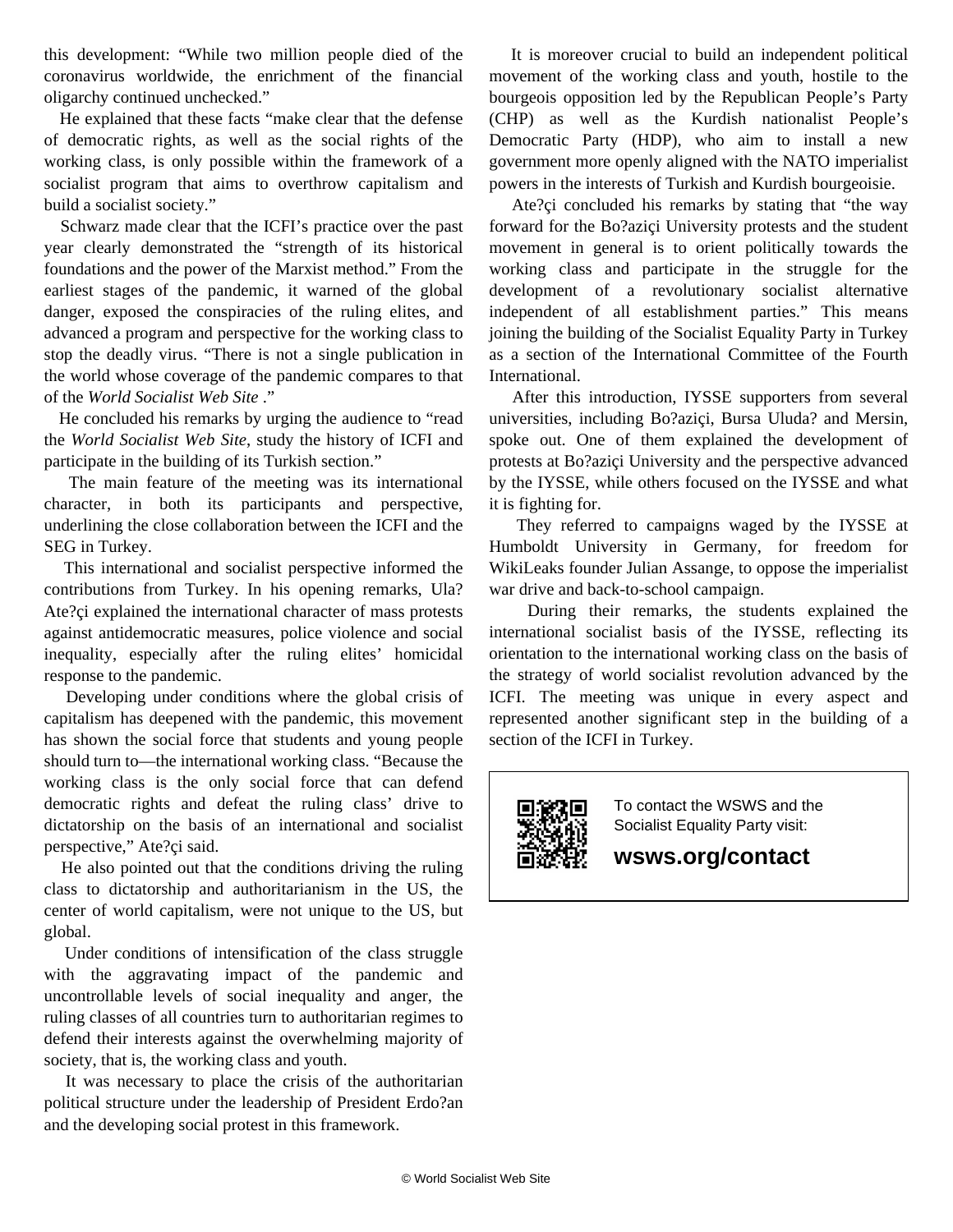this development: "While two million people died of the coronavirus worldwide, the enrichment of the financial oligarchy continued unchecked."

He explained that these facts "make clear that the defense of democratic rights, as well as the social rights of the working class, is only possible within the framework of a socialist program that aims to overthrow capitalism and build a socialist society."

Schwarz made clear that the ICFI's practice over the past year clearly demonstrated the "strength of its historical foundations and the power of the Marxist method." From the earliest stages of the pandemic, it warned of the global danger, exposed the conspiracies of the ruling elites, and advanced a program and perspective for the working class to stop the deadly virus. "There is not a single publication in the world whose coverage of the pandemic compares to that of the *World Socialist Web Site* ."

He concluded his remarks by urging the audience to "read the *World Socialist Web Site*, study the history of ICFI and participate in the building of its Turkish section."

The main feature of the meeting was its international character, in both its participants and perspective, underlining the close collaboration between the ICFI and the SEG in Turkey.

This international and socialist perspective informed the contributions from Turkey. In his opening remarks, Ula? Ate?çi explained the international character of mass protests against antidemocratic measures, police violence and social inequality, especially after the ruling elites' homicidal response to the pandemic.

Developing under conditions where the global crisis of capitalism has deepened with the pandemic, this movement has shown the social force that students and young people should turn to—the international working class. "Because the working class is the only social force that can defend democratic rights and defeat the ruling class' drive to dictatorship on the basis of an international and socialist perspective," Ate?çi said.

He also pointed out that the conditions driving the ruling class to dictatorship and authoritarianism in the US, the center of world capitalism, were not unique to the US, but global.

Under conditions of intensification of the class struggle with the aggravating impact of the pandemic and uncontrollable levels of social inequality and anger, the ruling classes of all countries turn to authoritarian regimes to defend their interests against the overwhelming majority of society, that is, the working class and youth.

It was necessary to place the crisis of the authoritarian political structure under the leadership of President Erdo?an and the developing social protest in this framework.

It is moreover crucial to build an independent political movement of the working class and youth, hostile to the bourgeois opposition led by the Republican People's Party (CHP) as well as the Kurdish nationalist People's Democratic Party (HDP), who aim to install a new government more openly aligned with the NATO imperialist powers in the interests of Turkish and Kurdish bourgeoisie.

Ate?çi concluded his remarks by stating that "the way forward for the Bo?aziçi University protests and the student movement in general is to orient politically towards the working class and participate in the struggle for the development of a revolutionary socialist alternative independent of all establishment parties." This means joining the building of the Socialist Equality Party in Turkey as a section of the International Committee of the Fourth International.

After this introduction, IYSSE supporters from several universities, including Bo?aziçi, Bursa Uluda? and Mersin, spoke out. One of them explained the development of protests at Bo?aziçi University and the perspective advanced by the IYSSE, while others focused on the IYSSE and what it is fighting for.

They referred to campaigns waged by the IYSSE at Humboldt University in Germany, for freedom for WikiLeaks founder Julian Assange, to oppose the imperialist war drive and back-to-school campaign.

During their remarks, the students explained the international socialist basis of the IYSSE, reflecting its orientation to the international working class on the basis of the strategy of world socialist revolution advanced by the ICFI. The meeting was unique in every aspect and represented another significant step in the building of a section of the ICFI in Turkey.

To contact the WSWS and the Socialist Equality Party visit:

**wsws.org/contact**